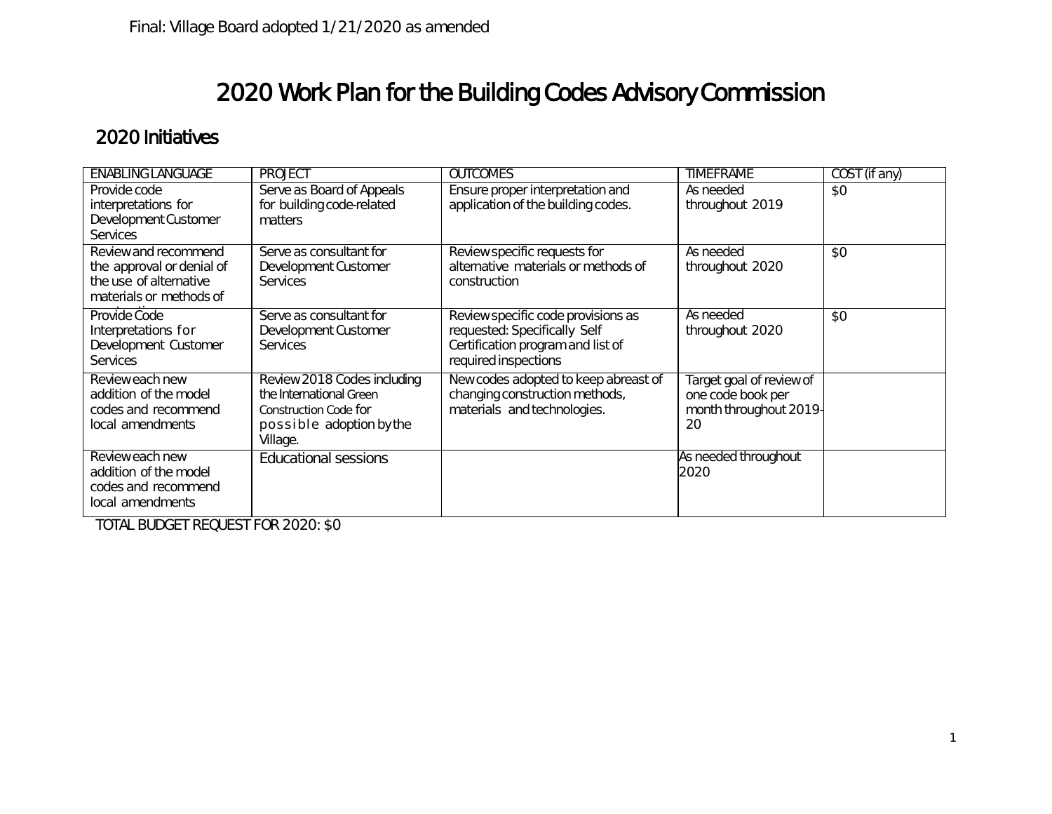Final: Village Board adopted 1/21/2020 as amended

# 2020 Work Plan for the Building Codes Advisory Commission

## 2020 Initiatives

| ENABLING LANGUAGE | PROJECT | OUTCOMES | TIMEFRAME | COST (if any) |
|---|---|---|---|---|
| Provide code interpretations for Development Customer Services | Serve as Board of Appeals for building code-related matters | Ensure proper interpretation and application of the building codes. | As needed throughout 2019 | $0 |
| Review and recommend the approval or denial of the use of alternative materials or methods of construction | Serve as consultant for Development Customer Services | Review specific requests for alternative materials or methods of construction | As needed throughout 2020 | $0 |
| Provide Code Interpretations for Development Customer Services | Serve as consultant for Development Customer Services | Review specific code provisions as requested: Specifically Self Certification program and list of required inspections | As needed throughout 2020 | $0 |
| Review each new addition of the model codes and recommend local amendments | Review 2018 Codes including the International Green Construction Code for possible adoption by the Village. | New codes adopted to keep abreast of changing construction methods, materials and technologies. | Target goal of review of one code book per month throughout 2019-20 | |
| Review each new addition of the model codes and recommend local amendments | Educational sessions | | As needed throughout 2020 | |

TOTAL BUDGET REQUEST FOR 2020: $0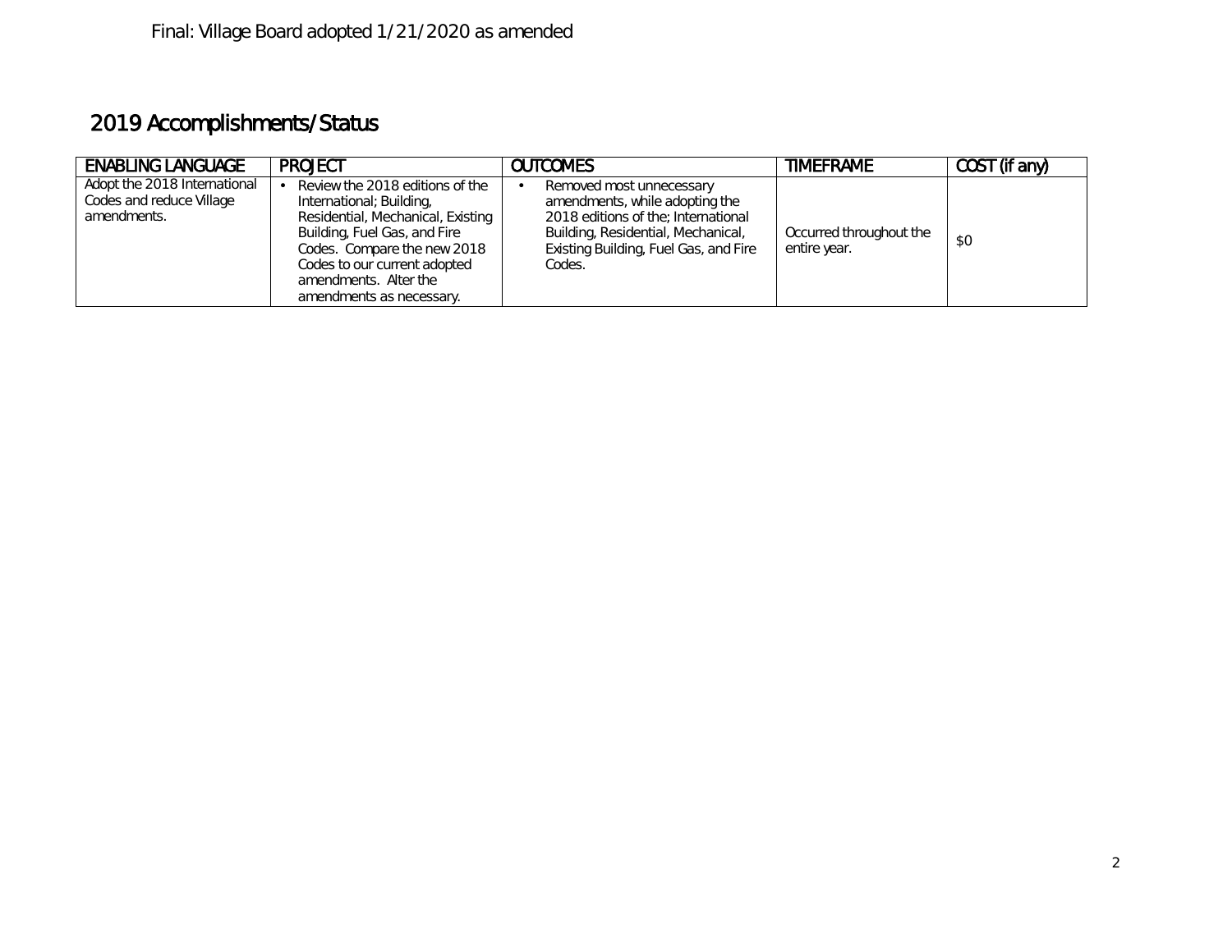Final: Village Board adopted 1/21/2020 as amended

## 2019 Accomplishments/Status

| ENABLING LANGUAGE | PROJECT | OUTCOMES | TIMEFRAME | COST (if any) |
|---|---|---|---|---|
| Adopt the 2018 International Codes and reduce Village amendments. | • Review the 2018 editions of the International; Building, Residential, Mechanical, Existing Building, Fuel Gas, and Fire Codes. Compare the new 2018 Codes to our current adopted amendments. Alter the amendments as necessary. | • Removed most unnecessary amendments, while adopting the 2018 editions of the; International Building, Residential, Mechanical, Existing Building, Fuel Gas, and Fire Codes. | Occurred throughout the entire year. | $0 |